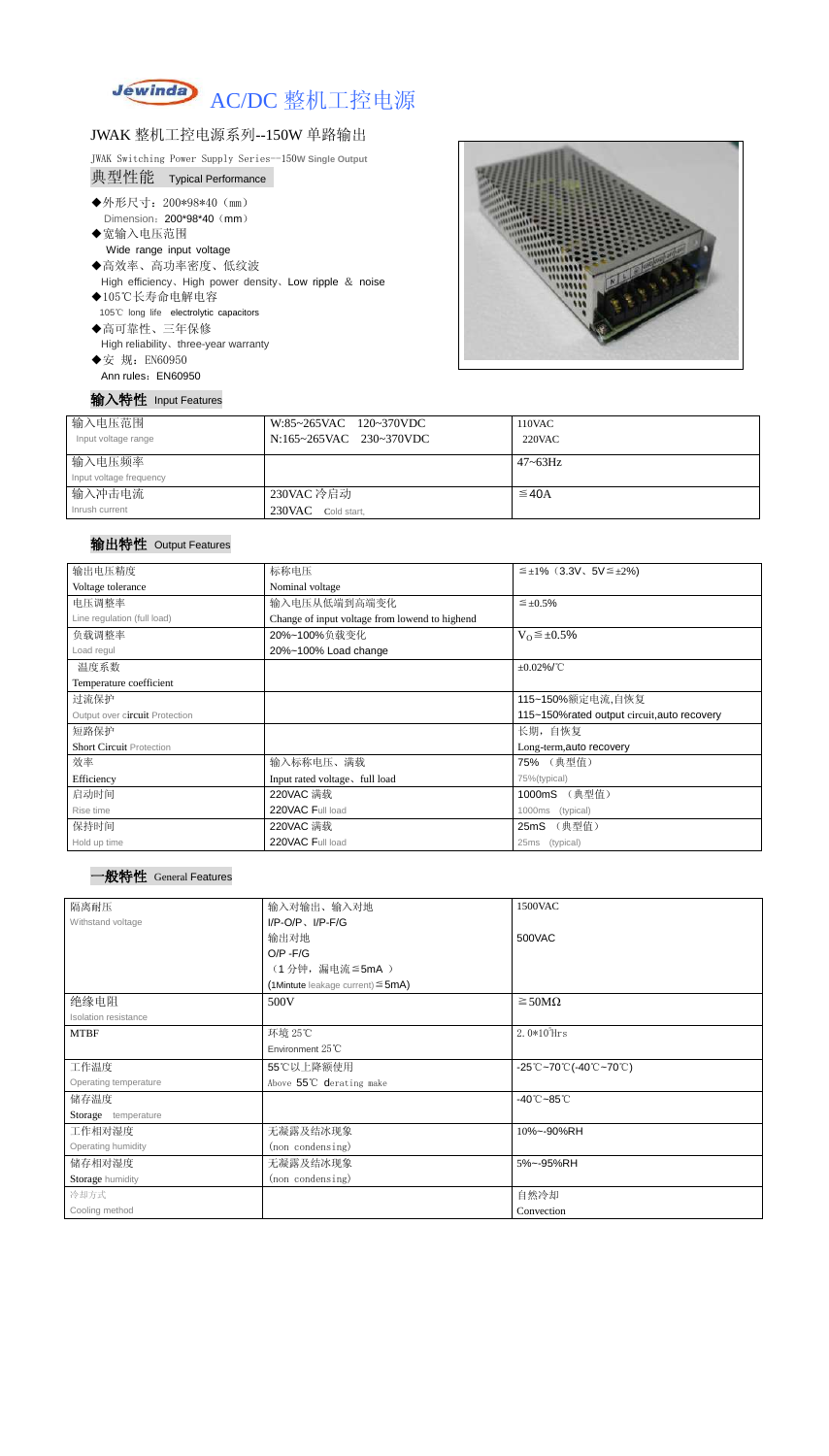# AC/DC 整机工控电源

## JWAK 整机工控电源系列--150W 单路输出

JWAK Switching Power Supply Series—150W Single Output

### 典型性能 Typical Performance

- ◆外形尺寸：200*98*40（mm）
  Dimension：200*98*40（mm）
- ◆宽输入电压范围
  Wide range input voltage
- ◆高效率、高功率密度、低纹波
  High efficiency、High power density、Low ripple & noise
- ◆105℃长寿命电解电容
  105℃ long life electrolytic capacitors
- ◆高可靠性、三年保修
  High reliability、three-year warranty
- ◆安 规：EN60950
  Ann rules：EN60950

### 输入特性 Input Features

| 输入电压范围<br>Input voltage range | W:85~265VAC 120~370VDC<br>N:165~265VAC 230~370VDC | 110VAC<br>220VAC |
|---|---|---|
| 输入电压频率<br>Input voltage frequency | | 47~63Hz |
| 输入冲击电流<br>Inrush current | 230VAC 冷启动<br>230VAC Cold start, | ≦40A |

### 输出特性 Output Features

| 输出电压精度<br>Voltage tolerance | 标称电压<br>Nominal voltage | ≦±1%（3.3V、5V≦±2%） |
|---|---|---|
| 电压调整率<br>Line regulation (full load) | 输入电压从低端到高端变化<br>Change of input voltage from lowend to highend | ≦±0.5% |
| 负载调整率<br>Load regul | 20%~100%负载变化<br>20%~100% Load change | $V_O$≦±0.5% |
| 温度系数<br>Temperature coefficient | | ±0.02%/℃ |
| 过流保护<br>Output over circuit Protection | | 115~150%额定电流,自恢复<br>115~150%rated output circuit,auto recovery |
| 短路保护<br>Short Circuit Protection | | 长期，自恢复<br>Long-term,auto recovery |
| 效率<br>Efficiency | 输入标称电压、满载<br>Input rated voltage、full load | 75% （典型值）<br>75%(typical) |
| 启动时间<br>Rise time | 220VAC 满载<br>220VAC Full load | 1000mS （典型值）<br>1000ms (typical) |
| 保持时间<br>Hold up time | 220VAC 满载<br>220VAC Full load | 25mS （典型值）<br>25ms (typical) |

### 一般特性 General Features

| 隔离耐压<br>Withstand voltage | 输入对输出、输入对地<br>I/P-O/P、I/P-F/G<br>输出对地<br>O/P -F/G<br>（1 分钟，漏电流≦5mA ）<br>(1Mintute leakage current)≦5mA) | 1500VAC<br><br>500VAC |
|---|---|---|
| 绝缘电阻<br>Isolation resistance | 500V | ≧50MΩ |
| MTBF | 环境 25℃<br>Environment 25℃ | $2.0*10^5$Hrs |
| 工作温度<br>Operating temperature | 55℃以上降额使用<br>Above 55℃ derating make | -25℃~70℃(-40℃~70℃) |
| 储存温度<br>Storage temperature | | -40℃~85℃ |
| 工作相对湿度<br>Operating humidity | 无凝露及结冰现象<br>(non condensing) | 10%~-90%RH |
| 储存相对湿度<br>Storage humidity | 无凝露及结冰现象<br>(non condensing) | 5%~-95%RH |
| 冷却方式<br>Cooling method | | 自然冷却<br>Convection |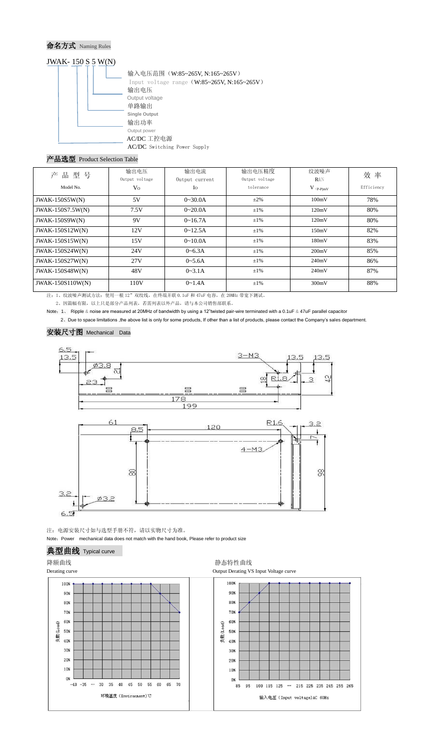## 命名方式 Naming Rules

JWAK- 150 S 5 W(N)

- 输入电压范围（W:85~265V, N:165~265V） Input voltage range（W:85~265V, N:165~265V）
- 输出电压 Output voltage
- 单路输出 Single Output
- 输出功率 Output power
- AC/DC 工控电源 AC/DC Switching Power Supply

## 产品选型 Product Selection Table

| 产 品 型 号 Model No. | 输出电压 Output voltage $V_O$ | 输出电流 Output current $I_O$ | 输出电压精度 Output voltage tolerance | 纹波噪声 R&N $V_{(P-P)mV}$ | 效 率 Efficiency |
|---|---|---|---|---|---|
| JWAK-150S5W(N) | 5V | 0~30.0A | ±2% | 100mV | 78% |
| JWAK-150S7.5W(N) | 7.5V | 0~20.0A | ±1% | 120mV | 80% |
| JWAK-150S9W(N) | 9V | 0~16.7A | ±1% | 120mV | 80% |
| JWAK-150S12W(N) | 12V | 0~12.5A | ±1% | 150mV | 82% |
| JWAK-150S15W(N) | 15V | 0~10.0A | ±1% | 180mV | 83% |
| JWAK-150S24W(N) | 24V | 0~6.3A | ±1% | 200mV | 85% |
| JWAK-150S27W(N) | 27V | 0~5.6A | ±1% | 240mV | 86% |
| JWAK-150S48W(N) | 48V | 0~3.1A | ±1% | 240mV | 87% |
| JWAK-150S110W(N) | 110V | 0~1.4A | ±1% | 300mV | 88% |

注：1、纹波噪声测试方法：使用一根 12" 双绞线，在终端并联 0.1uF 和 47uF 电容，在 20MHz 带宽下测试。

2、因篇幅有限，以上只是部分产品列表，若需列表以外产品，请与本公司销售部联系。

Note：1、 Ripple & noise are measured at 20MHz of bandwidth by using a 12"twisted pair-wire terminated with a 0.1uF & 47uF parallel capacitor

2、Due to space limitations ,the above list is only for some products, If other than a list of products, please contact the Company's sales department.

## 安装尺寸图 Mechanical Data

6.5
13.5
Ø3.8
21
23
3-M3
13.5
13.5
18
R1.8
3
42
178
199

61
8.5
120
R1.6
3.2
7
4-M3
80
98
3.2
Ø3.2
6.5

注：电源安装尺寸如与选型手册不符，请以实物尺寸为准。

Note：Power mechanical data does not match with the hand book, Please refer to product size

## 典型曲线 Typical curve

降额曲线
Derating curve

100%
90%
80%
70%
60%
50%
40%
30%
20%
10%
0%
负载(Load)
-40 -35 ··· 30 35 40 45 50 55 60 65 70
环境温度 (Environment)℃

静态特性曲线
Output Derating VS Input Voltage curve

100%
90%
80%
70%
60%
50%
40%
30%
20%
10%
0%
负载(Load)
85 95 100 115 125 ··· 215 225 235 245 255 265
输入电压 (Input voltage)AC 60Hz